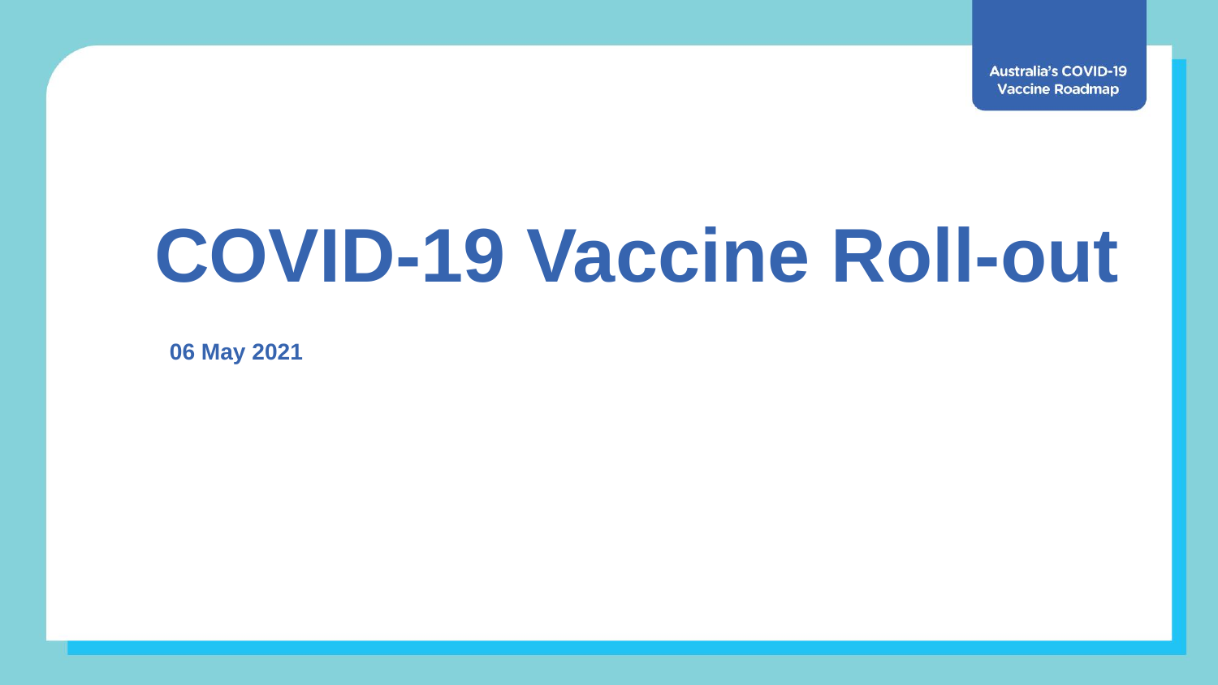Australia's COVID-19 Vaccine Roadmap

# COVID-19 Vaccine Roll-out

**06 May 2021**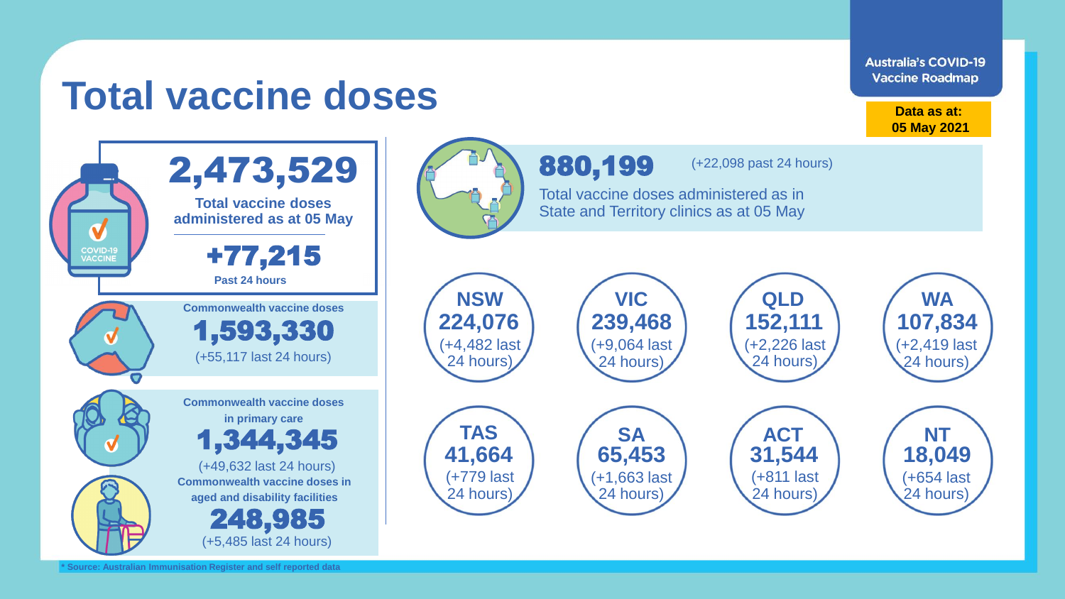# Total vaccine doses

**Australia's COVID-19 Vaccine Roadmap**

**Data as at: 05 May 2021**

## 2,473,529

**Total vaccine doses administered as at 05 May**

**+77,215**

**Past 24 hours**

**Commonwealth vaccine doses**

**1,593,330**

(+55,117 last 24 hours)

**Commonwealth vaccine doses in primary care**

**1,344,345**

(+49,632 last 24 hours)

**Commonwealth vaccine doses in aged and disability facilities**

**248,985**

(+5,485 last 24 hours)

## 880,199

(+22,098 past 24 hours)

Total vaccine doses administered as in State and Territory clinics as at 05 May

| State/Territory | Doses | Last 24 hours |
|---|---|---|
| **NSW** | **224,076** | (+4,482 last 24 hours) |
| **VIC** | **239,468** | (+9,064 last 24 hours) |
| **QLD** | **152,111** | (+2,226 last 24 hours) |
| **WA** | **107,834** | (+2,419 last 24 hours) |
| **TAS** | **41,664** | (+779 last 24 hours) |
| **SA** | **65,453** | (+1,663 last 24 hours) |
| **ACT** | **31,544** | (+811 last 24 hours) |
| **NT** | **18,049** | (+654 last 24 hours) |

**\* Source: Australian Immunisation Register and self reported data**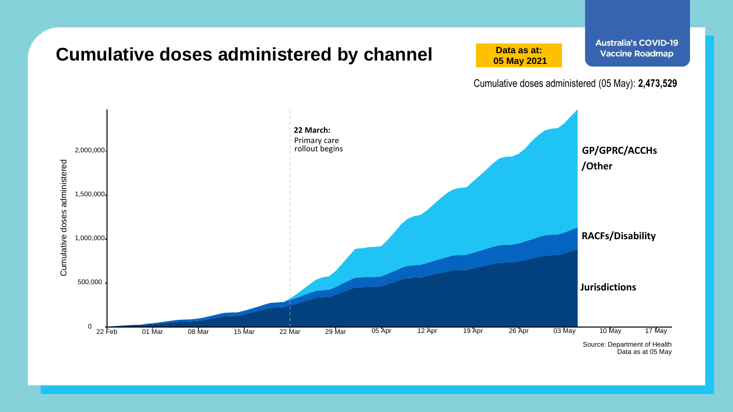# Cumulative doses administered by channel

**Data as at: 05 May 2021**

**Australia's COVID-19 Vaccine Roadmap**

Cumulative doses administered (05 May): **2,473,529**

Cumulative doses administered

2,000,000

1,500,000

1,000,000

500,000

0

22 Feb 01 Mar 08 Mar 15 Mar 22 Mar 29 Mar 05 Apr 12 Apr 19 Apr 26 Apr 03 May 10 May 17 May

**22 March:** Primary care rollout begins

**GP/GPRC/ACCHs /Other**

**RACFs/Disability**

**Jurisdictions**

Source: Department of Health
Data as at 05 May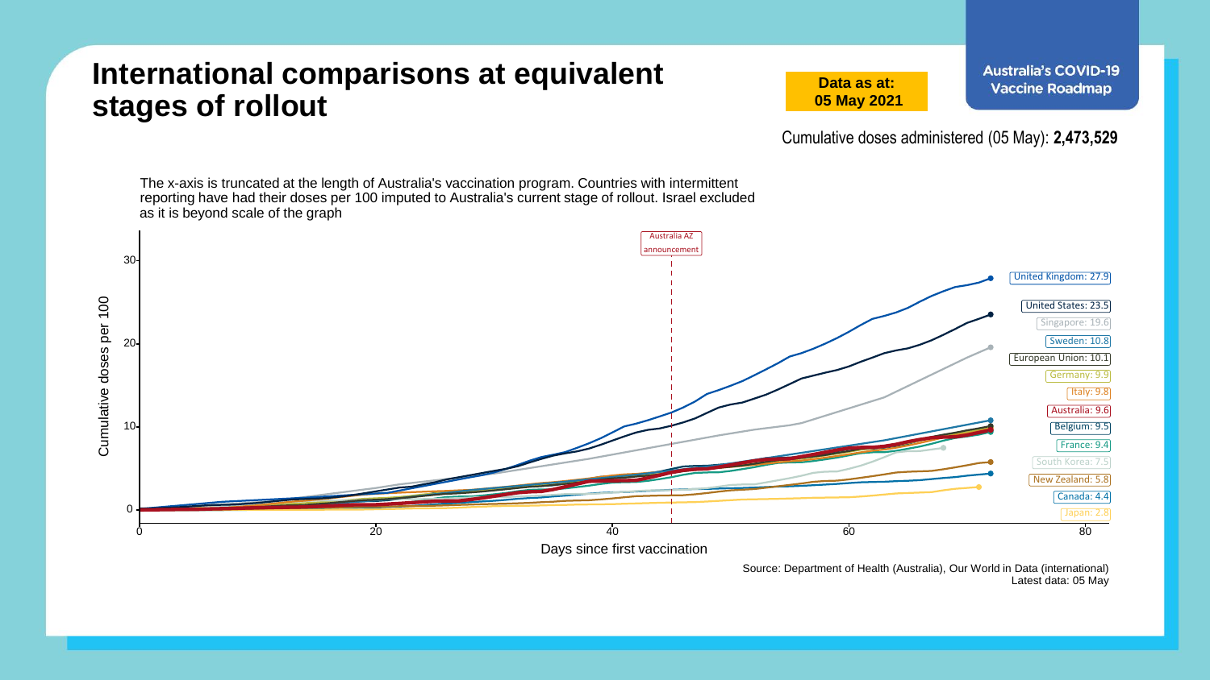# International comparisons at equivalent stages of rollout

**Data as at: 05 May 2021**

**Australia's COVID-19 Vaccine Roadmap**

Cumulative doses administered (05 May): **2,473,529**

The x-axis is truncated at the length of Australia's vaccination program. Countries with intermittent reporting have had their doses per 100 imputed to Australia's current stage of rollout. Israel excluded as it is beyond scale of the graph

| Country | Cumulative doses per 100 |
|---|---|
| United Kingdom | 27.9 |
| United States | 23.5 |
| Singapore | 19.6 |
| Sweden | 10.8 |
| European Union | 10.1 |
| Germany | 9.9 |
| Italy | 9.8 |
| Australia | 9.6 |
| Belgium | 9.5 |
| France | 9.4 |
| South Korea | 7.5 |
| New Zealand | 5.8 |
| Canada | 4.4 |
| Japan | 2.8 |

Australia AZ announcement

Cumulative doses per 100

Days since first vaccination

Source: Department of Health (Australia), Our World in Data (international)
Latest data: 05 May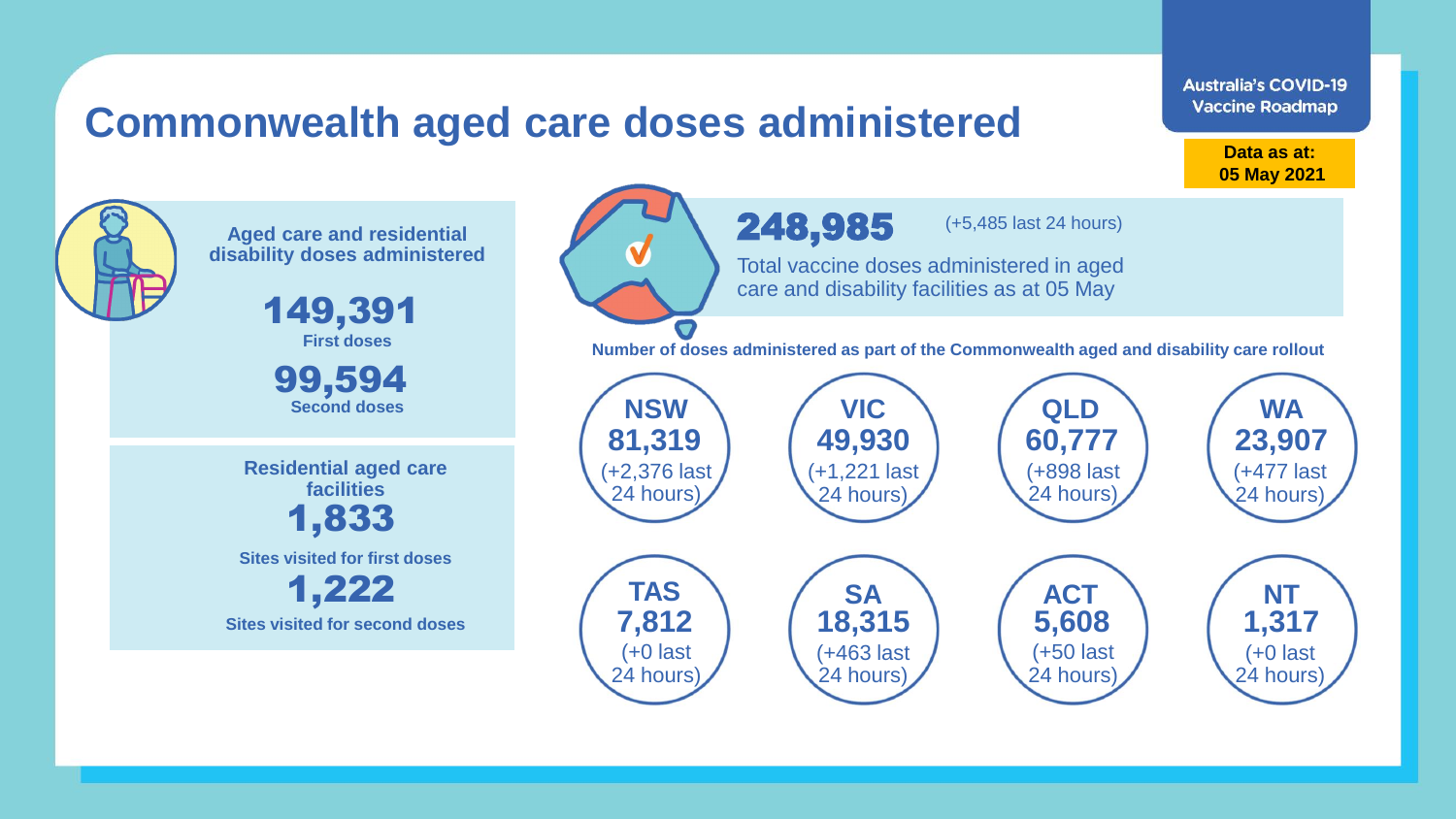# Commonwealth aged care doses administered

Australia's COVID-19 Vaccine Roadmap

**Data as at: 05 May 2021**

**Aged care and residential disability doses administered**

**149,391**
**First doses**

**99,594**
**Second doses**

**Residential aged care facilities**

**1,833**
**Sites visited for first doses**

**1,222**
**Sites visited for second doses**

**248,985** (+5,485 last 24 hours)

Total vaccine doses administered in aged care and disability facilities as at 05 May

**Number of doses administered as part of the Commonwealth aged and disability care rollout**

| State/Territory | Doses | Last 24 hours |
|---|---|---|
| NSW | 81,319 | +2,376 |
| VIC | 49,930 | +1,221 |
| QLD | 60,777 | +898 |
| WA | 23,907 | +477 |
| TAS | 7,812 | +0 |
| SA | 18,315 | +463 |
| ACT | 5,608 | +50 |
| NT | 1,317 | +0 |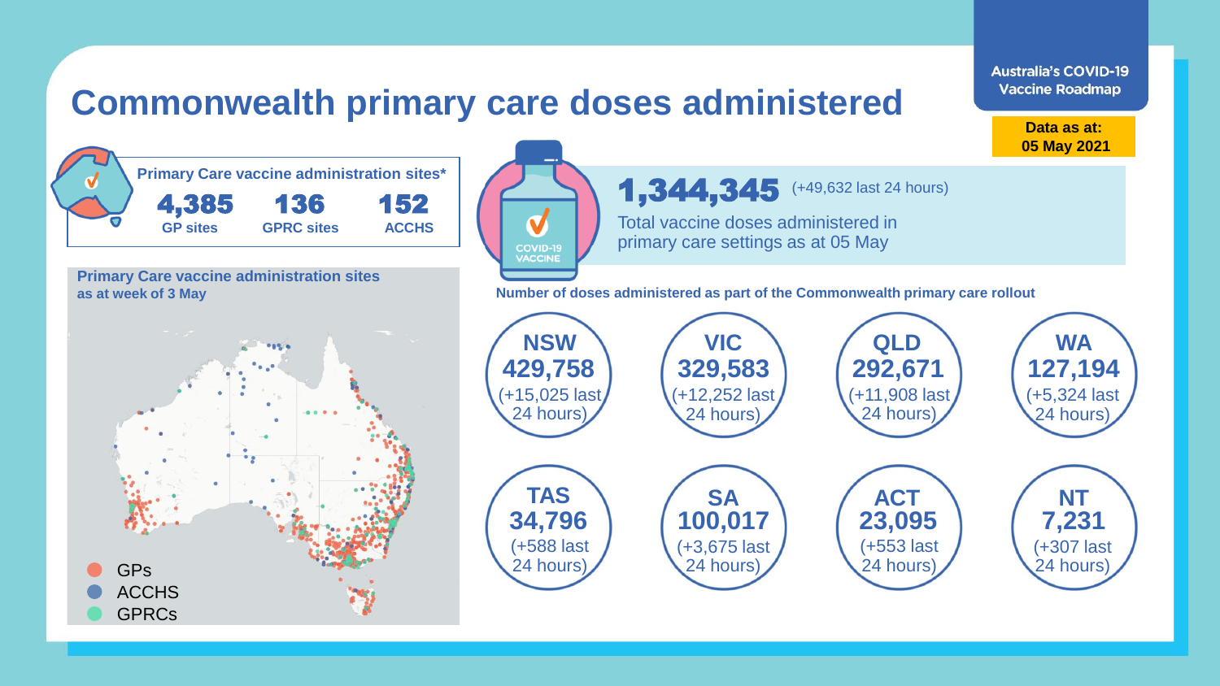# Commonwealth primary care doses administered

Australia's COVID-19 Vaccine Roadmap

**Data as at: 05 May 2021**

**Primary Care vaccine administration sites***

- **4,385** GP sites
- **136** GPRC sites
- **152** ACCHS

**Primary Care vaccine administration sites as at week of 3 May**

GPs
ACCHS
GPRCs

COVID-19 VACCINE

**1,344,345** (+49,632 last 24 hours)

Total vaccine doses administered in primary care settings as at 05 May

**Number of doses administered as part of the Commonwealth primary care rollout**

- **NSW 429,758** (+15,025 last 24 hours)
- **VIC 329,583** (+12,252 last 24 hours)
- **QLD 292,671** (+11,908 last 24 hours)
- **WA 127,194** (+5,324 last 24 hours)
- **TAS 34,796** (+588 last 24 hours)
- **SA 100,017** (+3,675 last 24 hours)
- **ACT 23,095** (+553 last 24 hours)
- **NT 7,231** (+307 last 24 hours)